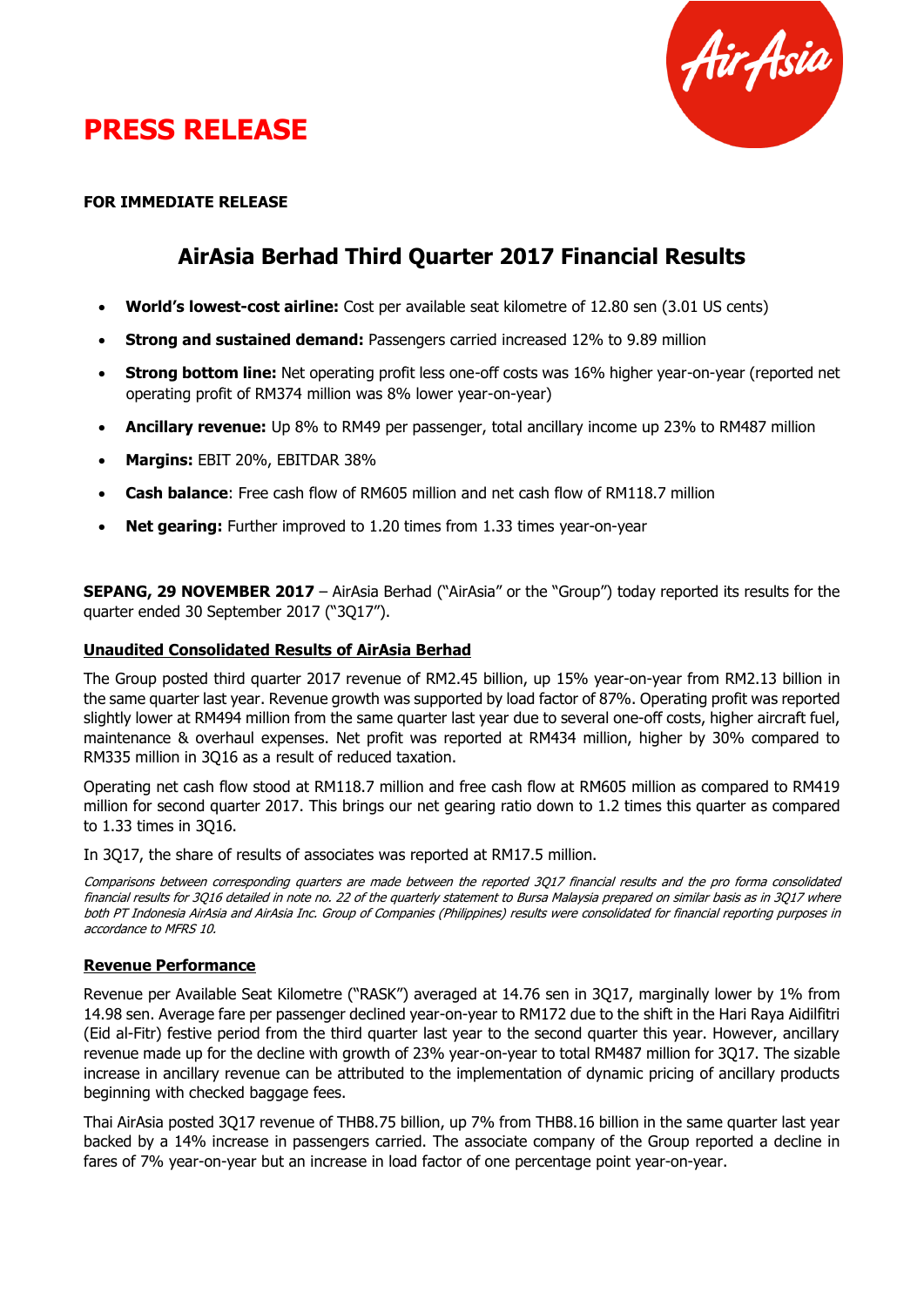# PRESS RELEASE

**FOR IMMEDIATE RELEASE**

## AirAsia Berhad Third Quarter 2017 Financial Results

- **World's lowest-cost airline:** Cost per available seat kilometre of 12.80 sen (3.01 US cents)
- **Strong and sustained demand:** Passengers carried increased 12% to 9.89 million
- **Strong bottom line:** Net operating profit less one-off costs was 16% higher year-on-year (reported net operating profit of RM374 million was 8% lower year-on-year)
- **Ancillary revenue:** Up 8% to RM49 per passenger, total ancillary income up 23% to RM487 million
- **Margins:** EBIT 20%, EBITDAR 38%
- **Cash balance**: Free cash flow of RM605 million and net cash flow of RM118.7 million
- **Net gearing:** Further improved to 1.20 times from 1.33 times year-on-year

**SEPANG, 29 NOVEMBER 2017** – AirAsia Berhad ("AirAsia" or the "Group") today reported its results for the quarter ended 30 September 2017 ("3Q17").

### Unaudited Consolidated Results of AirAsia Berhad

The Group posted third quarter 2017 revenue of RM2.45 billion, up 15% year-on-year from RM2.13 billion in the same quarter last year. Revenue growth was supported by load factor of 87%. Operating profit was reported slightly lower at RM494 million from the same quarter last year due to several one-off costs, higher aircraft fuel, maintenance & overhaul expenses. Net profit was reported at RM434 million, higher by 30% compared to RM335 million in 3Q16 as a result of reduced taxation.

Operating net cash flow stood at RM118.7 million and free cash flow at RM605 million as compared to RM419 million for second quarter 2017. This brings our net gearing ratio down to 1.2 times this quarter as compared to 1.33 times in 3Q16.

In 3Q17, the share of results of associates was reported at RM17.5 million.

*Comparisons between corresponding quarters are made between the reported 3Q17 financial results and the pro forma consolidated financial results for 3Q16 detailed in note no. 22 of the quarterly statement to Bursa Malaysia prepared on similar basis as in 3Q17 where both PT Indonesia AirAsia and AirAsia Inc. Group of Companies (Philippines) results were consolidated for financial reporting purposes in accordance to MFRS 10.*

### Revenue Performance

Revenue per Available Seat Kilometre ("RASK") averaged at 14.76 sen in 3Q17, marginally lower by 1% from 14.98 sen. Average fare per passenger declined year-on-year to RM172 due to the shift in the Hari Raya Aidilfitri (Eid al-Fitr) festive period from the third quarter last year to the second quarter this year. However, ancillary revenue made up for the decline with growth of 23% year-on-year to total RM487 million for 3Q17. The sizable increase in ancillary revenue can be attributed to the implementation of dynamic pricing of ancillary products beginning with checked baggage fees.

Thai AirAsia posted 3Q17 revenue of THB8.75 billion, up 7% from THB8.16 billion in the same quarter last year backed by a 14% increase in passengers carried. The associate company of the Group reported a decline in fares of 7% year-on-year but an increase in load factor of one percentage point year-on-year.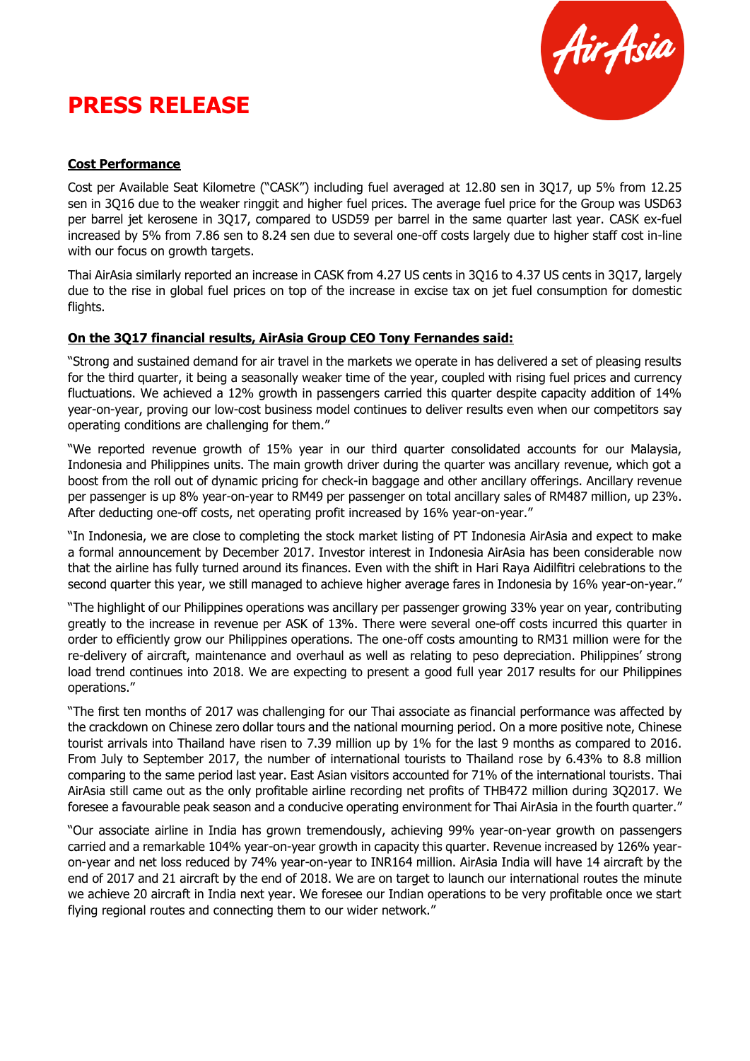# PRESS RELEASE

**Cost Performance**

Cost per Available Seat Kilometre ("CASK") including fuel averaged at 12.80 sen in 3Q17, up 5% from 12.25 sen in 3Q16 due to the weaker ringgit and higher fuel prices. The average fuel price for the Group was USD63 per barrel jet kerosene in 3Q17, compared to USD59 per barrel in the same quarter last year. CASK ex-fuel increased by 5% from 7.86 sen to 8.24 sen due to several one-off costs largely due to higher staff cost in-line with our focus on growth targets.

Thai AirAsia similarly reported an increase in CASK from 4.27 US cents in 3Q16 to 4.37 US cents in 3Q17, largely due to the rise in global fuel prices on top of the increase in excise tax on jet fuel consumption for domestic flights.

**On the 3Q17 financial results, AirAsia Group CEO Tony Fernandes said:**

"Strong and sustained demand for air travel in the markets we operate in has delivered a set of pleasing results for the third quarter, it being a seasonally weaker time of the year, coupled with rising fuel prices and currency fluctuations. We achieved a 12% growth in passengers carried this quarter despite capacity addition of 14% year-on-year, proving our low-cost business model continues to deliver results even when our competitors say operating conditions are challenging for them."

"We reported revenue growth of 15% year in our third quarter consolidated accounts for our Malaysia, Indonesia and Philippines units. The main growth driver during the quarter was ancillary revenue, which got a boost from the roll out of dynamic pricing for check-in baggage and other ancillary offerings. Ancillary revenue per passenger is up 8% year-on-year to RM49 per passenger on total ancillary sales of RM487 million, up 23%. After deducting one-off costs, net operating profit increased by 16% year-on-year."

"In Indonesia, we are close to completing the stock market listing of PT Indonesia AirAsia and expect to make a formal announcement by December 2017. Investor interest in Indonesia AirAsia has been considerable now that the airline has fully turned around its finances. Even with the shift in Hari Raya Aidilfitri celebrations to the second quarter this year, we still managed to achieve higher average fares in Indonesia by 16% year-on-year."

"The highlight of our Philippines operations was ancillary per passenger growing 33% year on year, contributing greatly to the increase in revenue per ASK of 13%. There were several one-off costs incurred this quarter in order to efficiently grow our Philippines operations. The one-off costs amounting to RM31 million were for the re-delivery of aircraft, maintenance and overhaul as well as relating to peso depreciation. Philippines' strong load trend continues into 2018. We are expecting to present a good full year 2017 results for our Philippines operations."

"The first ten months of 2017 was challenging for our Thai associate as financial performance was affected by the crackdown on Chinese zero dollar tours and the national mourning period. On a more positive note, Chinese tourist arrivals into Thailand have risen to 7.39 million up by 1% for the last 9 months as compared to 2016. From July to September 2017, the number of international tourists to Thailand rose by 6.43% to 8.8 million comparing to the same period last year. East Asian visitors accounted for 71% of the international tourists. Thai AirAsia still came out as the only profitable airline recording net profits of THB472 million during 3Q2017. We foresee a favourable peak season and a conducive operating environment for Thai AirAsia in the fourth quarter."

"Our associate airline in India has grown tremendously, achieving 99% year-on-year growth on passengers carried and a remarkable 104% year-on-year growth in capacity this quarter. Revenue increased by 126% year-on-year and net loss reduced by 74% year-on-year to INR164 million. AirAsia India will have 14 aircraft by the end of 2017 and 21 aircraft by the end of 2018. We are on target to launch our international routes the minute we achieve 20 aircraft in India next year. We foresee our Indian operations to be very profitable once we start flying regional routes and connecting them to our wider network."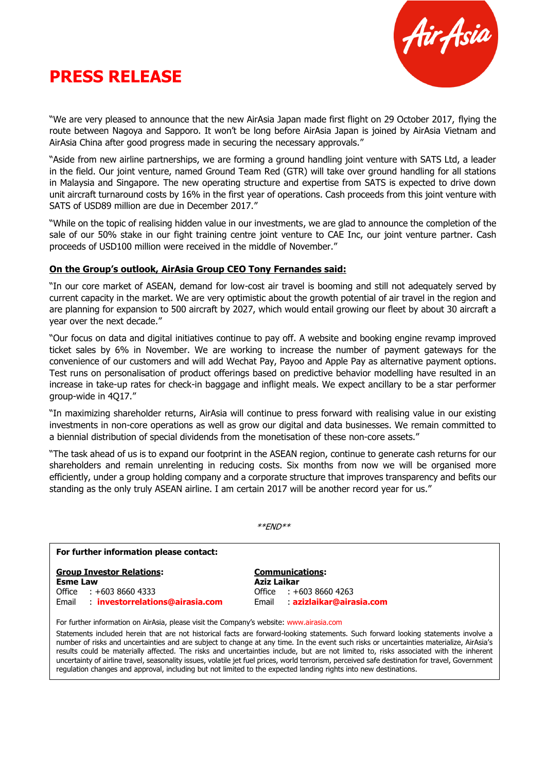# PRESS RELEASE

"We are very pleased to announce that the new AirAsia Japan made first flight on 29 October 2017, flying the route between Nagoya and Sapporo. It won't be long before AirAsia Japan is joined by AirAsia Vietnam and AirAsia China after good progress made in securing the necessary approvals."

"Aside from new airline partnerships, we are forming a ground handling joint venture with SATS Ltd, a leader in the field. Our joint venture, named Ground Team Red (GTR) will take over ground handling for all stations in Malaysia and Singapore. The new operating structure and expertise from SATS is expected to drive down unit aircraft turnaround costs by 16% in the first year of operations. Cash proceeds from this joint venture with SATS of USD89 million are due in December 2017."

"While on the topic of realising hidden value in our investments, we are glad to announce the completion of the sale of our 50% stake in our fight training centre joint venture to CAE Inc, our joint venture partner. Cash proceeds of USD100 million were received in the middle of November."

**On the Group's outlook, AirAsia Group CEO Tony Fernandes said:**

"In our core market of ASEAN, demand for low-cost air travel is booming and still not adequately served by current capacity in the market. We are very optimistic about the growth potential of air travel in the region and are planning for expansion to 500 aircraft by 2027, which would entail growing our fleet by about 30 aircraft a year over the next decade."

"Our focus on data and digital initiatives continue to pay off. A website and booking engine revamp improved ticket sales by 6% in November. We are working to increase the number of payment gateways for the convenience of our customers and will add Wechat Pay, Payoo and Apple Pay as alternative payment options. Test runs on personalisation of product offerings based on predictive behavior modelling have resulted in an increase in take-up rates for check-in baggage and inflight meals. We expect ancillary to be a star performer group-wide in 4Q17."

"In maximizing shareholder returns, AirAsia will continue to press forward with realising value in our existing investments in non-core operations as well as grow our digital and data businesses. We remain committed to a biennial distribution of special dividends from the monetisation of these non-core assets."

"The task ahead of us is to expand our footprint in the ASEAN region, continue to generate cash returns for our shareholders and remain unrelenting in reducing costs. Six months from now we will be organised more efficiently, under a group holding company and a corporate structure that improves transparency and befits our standing as the only truly ASEAN airline. I am certain 2017 will be another record year for us."

*\*\*END\*\**

**For further information please contact:**

**Group Investor Relations:**
**Esme Law**
Office : +603 8660 4333
Email : **investorrelations@airasia.com**

**Communications:**
**Aziz Laikar**
Office : +603 8660 4263
Email : **azizlaikar@airasia.com**

For further information on AirAsia, please visit the Company's website: www.airasia.com

Statements included herein that are not historical facts are forward-looking statements. Such forward looking statements involve a number of risks and uncertainties and are subject to change at any time. In the event such risks or uncertainties materialize, AirAsia's results could be materially affected. The risks and uncertainties include, but are not limited to, risks associated with the inherent uncertainty of airline travel, seasonality issues, volatile jet fuel prices, world terrorism, perceived safe destination for travel, Government regulation changes and approval, including but not limited to the expected landing rights into new destinations.